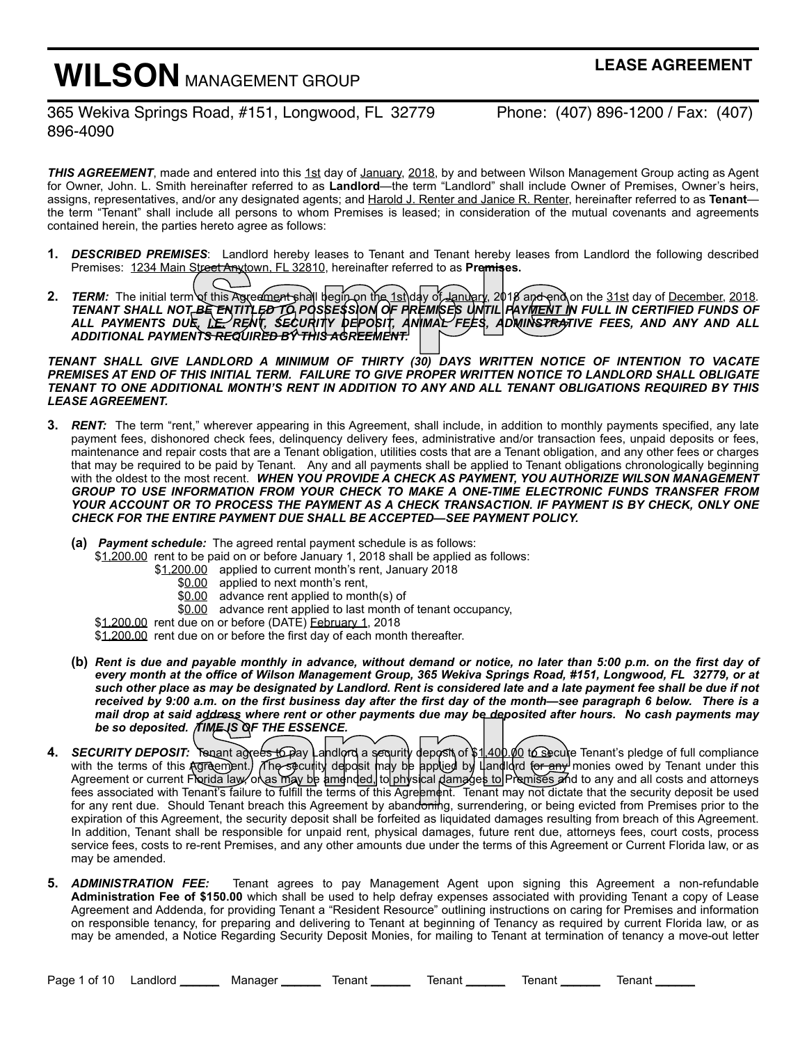# WILSON MANAGEMENT GROUP

**LEASE AGREEMENT**

365 Wekiva Springs Road, #151, Longwood, FL 32779 Phone: (407) 896-1200 / Fax: (407) 896-4090

***THIS AGREEMENT***, made and entered into this 1st day of January, 2018, by and between Wilson Management Group acting as Agent for Owner, John. L. Smith hereinafter referred to as **Landlord**—the term "Landlord" shall include Owner of Premises, Owner's heirs, assigns, representatives, and/or any designated agents; and Harold J. Renter and Janice R. Renter, hereinafter referred to as **Tenant**—the term "Tenant" shall include all persons to whom Premises is leased; in consideration of the mutual covenants and agreements contained herein, the parties hereto agree as follows:

1. ***DESCRIBED PREMISES***: Landlord hereby leases to Tenant and Tenant hereby leases from Landlord the following described Premises: 1234 Main Street Anytown, FL 32810, hereinafter referred to as **Premises.**

2. ***TERM:*** The initial term of this Agreement shall begin on the 1st day of January, 2018 and end on the 31st day of December, 2018. ***TENANT SHALL NOT BE ENTITLED TO POSSESSION OF PREMISES UNTIL PAYMENT IN FULL IN CERTIFIED FUNDS OF ALL PAYMENTS DUE, I.E. RENT, SECURITY DEPOSIT, ANIMAL FEES, ADMINSTRATIVE FEES, AND ANY AND ALL ADDITIONAL PAYMENTS REQUIRED BY THIS AGREEMENT.***

***TENANT SHALL GIVE LANDLORD A MINIMUM OF THIRTY (30) DAYS WRITTEN NOTICE OF INTENTION TO VACATE PREMISES AT END OF THIS INITIAL TERM. FAILURE TO GIVE PROPER WRITTEN NOTICE TO LANDLORD SHALL OBLIGATE TENANT TO ONE ADDITIONAL MONTH'S RENT IN ADDITION TO ANY AND ALL TENANT OBLIGATIONS REQUIRED BY THIS LEASE AGREEMENT.***

3. ***RENT:*** The term "rent," wherever appearing in this Agreement, shall include, in addition to monthly payments specified, any late payment fees, dishonored check fees, delinquency delivery fees, administrative and/or transaction fees, unpaid deposits or fees, maintenance and repair costs that are a Tenant obligation, utilities costs that are a Tenant obligation, and any other fees or charges that may be required to be paid by Tenant. Any and all payments shall be applied to Tenant obligations chronologically beginning with the oldest to the most recent. ***WHEN YOU PROVIDE A CHECK AS PAYMENT, YOU AUTHORIZE WILSON MANAGEMENT GROUP TO USE INFORMATION FROM YOUR CHECK TO MAKE A ONE-TIME ELECTRONIC FUNDS TRANSFER FROM YOUR ACCOUNT OR TO PROCESS THE PAYMENT AS A CHECK TRANSACTION. IF PAYMENT IS BY CHECK, ONLY ONE CHECK FOR THE ENTIRE PAYMENT DUE SHALL BE ACCEPTED—SEE PAYMENT POLICY.***

   **(a)** ***Payment schedule:*** The agreed rental payment schedule is as follows:
   $1,200.00 rent to be paid on or before January 1, 2018 shall be applied as follows:
   - $1,200.00 applied to current month's rent, January 2018
   - $0.00 applied to next month's rent,
   - $0.00 advance rent applied to month(s) of
   - $0.00 advance rent applied to last month of tenant occupancy,

   $1,200.00 rent due on or before (DATE) February 1, 2018
   $1,200.00 rent due on or before the first day of each month thereafter.

   **(b)** ***Rent is due and payable monthly in advance, without demand or notice, no later than 5:00 p.m. on the first day of every month at the office of Wilson Management Group, 365 Wekiva Springs Road, #151, Longwood, FL 32779, or at such other place as may be designated by Landlord. Rent is considered late and a late payment fee shall be due if not received by 9:00 a.m. on the first business day after the first day of the month—see paragraph 6 below. There is a mail drop at said address where rent or other payments due may be deposited after hours. No cash payments may be so deposited. TIME IS OF THE ESSENCE.***

4. ***SECURITY DEPOSIT:*** Tenant agrees to pay Landlord a security deposit of $1,400.00 to secure Tenant's pledge of full compliance with the terms of this Agreement. The security deposit may be applied by Landlord for any monies owed by Tenant under this Agreement or current Florida law, or as may be amended, to physical damages to Premises and to any and all costs and attorneys fees associated with Tenant's failure to fulfill the terms of this Agreement. Tenant may not dictate that the security deposit be used for any rent due. Should Tenant breach this Agreement by abandoning, surrendering, or being evicted from Premises prior to the expiration of this Agreement, the security deposit shall be forfeited as liquidated damages resulting from breach of this Agreement. In addition, Tenant shall be responsible for unpaid rent, physical damages, future rent due, attorneys fees, court costs, process service fees, costs to re-rent Premises, and any other amounts due under the terms of this Agreement or Current Florida law, or as may be amended.

5. ***ADMINISTRATION FEE:*** Tenant agrees to pay Management Agent upon signing this Agreement a non-refundable **Administration Fee of $150.00** which shall be used to help defray expenses associated with providing Tenant a copy of Lease Agreement and Addenda, for providing Tenant a "Resident Resource" outlining instructions on caring for Premises and information on responsible tenancy, for preparing and delivering to Tenant at beginning of Tenancy as required by current Florida law, or as may be amended, a Notice Regarding Security Deposit Monies, for mailing to Tenant at termination of tenancy a move-out letter

Landlord ______ Manager ______ Tenant ______ Tenant ______ Tenant ______ Tenant ______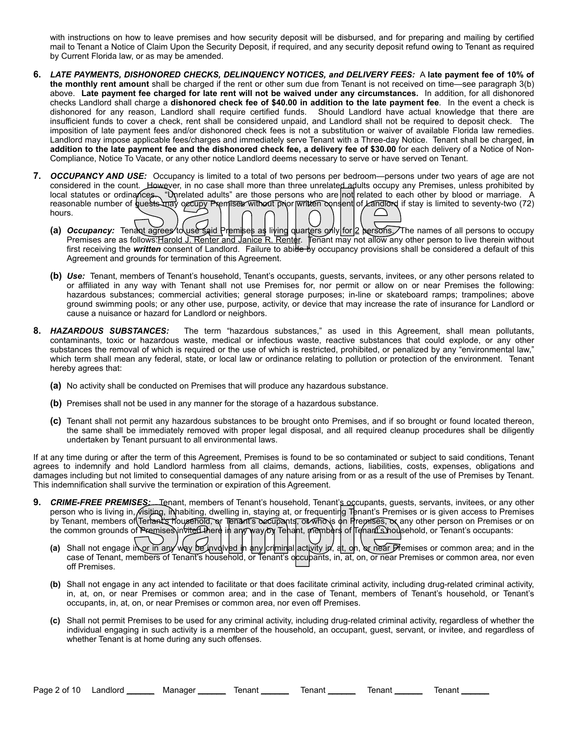with instructions on how to leave premises and how security deposit will be disbursed, and for preparing and mailing by certified mail to Tenant a Notice of Claim Upon the Security Deposit, if required, and any security deposit refund owing to Tenant as required by Current Florida law, or as may be amended.

**6.** ***LATE PAYMENTS, DISHONORED CHECKS, DELINQUENCY NOTICES, and DELIVERY FEES:*** A **late payment fee of 10% of the monthly rent amount** shall be charged if the rent or other sum due from Tenant is not received on time—see paragraph 3(b) above. **Late payment fee charged for late rent will not be waived under any circumstances.** In addition, for all dishonored checks Landlord shall charge a **dishonored check fee of $40.00 in addition to the late payment fee**. In the event a check is dishonored for any reason, Landlord shall require certified funds. Should Landlord have actual knowledge that there are insufficient funds to cover a check, rent shall be considered unpaid, and Landlord shall not be required to deposit check. The imposition of late payment fees and/or dishonored check fees is not a substitution or waiver of available Florida law remedies. Landlord may impose applicable fees/charges and immediately serve Tenant with a Three-day Notice. Tenant shall be charged, **in addition to the late payment fee and the dishonored check fee, a delivery fee of $30.00** for each delivery of a Notice of Non-Compliance, Notice To Vacate, or any other notice Landlord deems necessary to serve or have served on Tenant.

**7.** ***OCCUPANCY AND USE:*** Occupancy is limited to a total of two persons per bedroom—persons under two years of age are not considered in the count. However, in no case shall more than three unrelated adults occupy any Premises, unless prohibited by local statutes or ordinances. "Unrelated adults" are those persons who are not related to each other by blood or marriage. A reasonable number of guests may occupy Premises without prior written consent of Landlord if stay is limited to seventy-two (72) hours.

**(a)** ***Occupancy:*** Tenant agrees to use said Premises as living quarters only for 2 persons. The names of all persons to occupy Premises are as follows: Harold J. Renter and Janice R. Renter. Tenant may not allow any other person to live therein without first receiving the ***written*** consent of Landlord. Failure to abide by occupancy provisions shall be considered a default of this Agreement and grounds for termination of this Agreement.

**(b)** ***Use:*** Tenant, members of Tenant's household, Tenant's occupants, guests, servants, invitees, or any other persons related to or affiliated in any way with Tenant shall not use Premises for, nor permit or allow on or near Premises the following: hazardous substances; commercial activities; general storage purposes; in-line or skateboard ramps; trampolines; above ground swimming pools; or any other use, purpose, activity, or device that may increase the rate of insurance for Landlord or cause a nuisance or hazard for Landlord or neighbors.

**8.** ***HAZARDOUS SUBSTANCES:*** The term "hazardous substances," as used in this Agreement, shall mean pollutants, contaminants, toxic or hazardous waste, medical or infectious waste, reactive substances that could explode, or any other substances the removal of which is required or the use of which is restricted, prohibited, or penalized by any "environmental law," which term shall mean any federal, state, or local law or ordinance relating to pollution or protection of the environment. Tenant hereby agrees that:

**(a)** No activity shall be conducted on Premises that will produce any hazardous substance.

**(b)** Premises shall not be used in any manner for the storage of a hazardous substance.

**(c)** Tenant shall not permit any hazardous substances to be brought onto Premises, and if so brought or found located thereon, the same shall be immediately removed with proper legal disposal, and all required cleanup procedures shall be diligently undertaken by Tenant pursuant to all environmental laws.

If at any time during or after the term of this Agreement, Premises is found to be so contaminated or subject to said conditions, Tenant agrees to indemnify and hold Landlord harmless from all claims, demands, actions, liabilities, costs, expenses, obligations and damages including but not limited to consequential damages of any nature arising from or as a result of the use of Premises by Tenant. This indemnification shall survive the termination or expiration of this Agreement.

**9.** ***CRIME-FREE PREMISES:*** Tenant, members of Tenant's household, Tenant's occupants, guests, servants, invitees, or any other person who is living in, visiting, inhabiting, dwelling in, staying at, or frequenting Tenant's Premises or is given access to Premises by Tenant, members of Tenant's household, or Tenant's occupants, or who is on Premises, or any other person on Premises or on the common grounds of Premises invited there in any way by Tenant, members of Tenant's household, or Tenant's occupants:

**(a)** Shall not engage in or in any way be involved in any criminal activity in, at, on, or near Premises or common area; and in the case of Tenant, members of Tenant's household, or Tenant's occupants, in, at, on, or near Premises or common area, nor even off Premises.

**(b)** Shall not engage in any act intended to facilitate or that does facilitate criminal activity, including drug-related criminal activity, in, at, on, or near Premises or common area; and in the case of Tenant, members of Tenant's household, or Tenant's occupants, in, at, on, or near Premises or common area, nor even off Premises.

**(c)** Shall not permit Premises to be used for any criminal activity, including drug-related criminal activity, regardless of whether the individual engaging in such activity is a member of the household, an occupant, guest, servant, or invitee, and regardless of whether Tenant is at home during any such offenses.

Landlord ______ Manager ______ Tenant ______ Tenant ______ Tenant ______ Tenant ______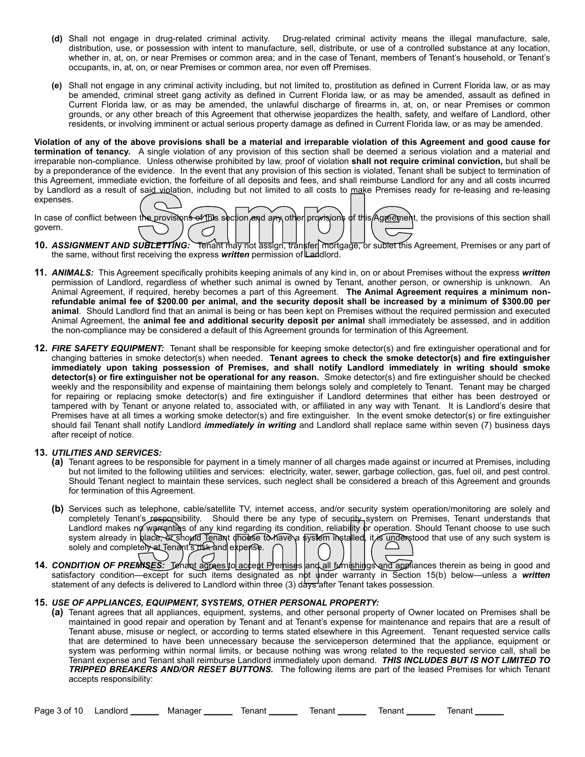**(d)** Shall not engage in drug-related criminal activity. Drug-related criminal activity means the illegal manufacture, sale, distribution, use, or possession with intent to manufacture, sell, distribute, or use of a controlled substance at any location, whether in, at, on, or near Premises or common area; and in the case of Tenant, members of Tenant's household, or Tenant's occupants, in, at, on, or near Premises or common area, nor even off Premises.

**(e)** Shall not engage in any criminal activity including, but not limited to, prostitution as defined in Current Florida law, or as may be amended, criminal street gang activity as defined in Current Florida law, or as may be amended, assault as defined in Current Florida law, or as may be amended, the unlawful discharge of firearms in, at, on, or near Premises or common grounds, or any other breach of this Agreement that otherwise jeopardizes the health, safety, and welfare of Landlord, other residents, or involving imminent or actual serious property damage as defined in Current Florida law, or as may be amended.

**Violation of any of the above provisions shall be a material and irreparable violation of this Agreement and good cause for termination of tenancy.** A single violation of any provision of this section shall be deemed a serious violation and a material and irreparable non-compliance. Unless otherwise prohibited by law, proof of violation **shall not require criminal conviction,** but shall be by a preponderance of the evidence. In the event that any provision of this section is violated, Tenant shall be subject to termination of this Agreement, immediate eviction, the forfeiture of all deposits and fees, and shall reimburse Landlord for any and all costs incurred by Landlord as a result of said violation, including but not limited to all costs to make Premises ready for re-leasing and re-leasing expenses.

In case of conflict between the provisions of this section and any other provisions of this Agreement, the provisions of this section shall govern.

**10.** ***ASSIGNMENT AND SUBLETTING:*** Tenant may not assign, transfer, mortgage, or sublet this Agreement, Premises or any part of the same, without first receiving the express ***written*** permission of Landlord.

**11.** ***ANIMALS:*** This Agreement specifically prohibits keeping animals of any kind in, on or about Premises without the express ***written*** permission of Landlord, regardless of whether such animal is owned by Tenant, another person, or ownership is unknown. An Animal Agreement, if required, hereby becomes a part of this Agreement. **The Animal Agreement requires a minimum non-refundable animal fee of $200.00 per animal, and the security deposit shall be increased by a minimum of $300.00 per animal**. Should Landlord find that an animal is being or has been kept on Premises without the required permission and executed Animal Agreement, the **animal fee and additional security deposit per animal** shall immediately be assessed, and in addition the non-compliance may be considered a default of this Agreement grounds for termination of this Agreement.

**12.** ***FIRE SAFETY EQUIPMENT:*** Tenant shall be responsible for keeping smoke detector(s) and fire extinguisher operational and for changing batteries in smoke detector(s) when needed. **Tenant agrees to check the smoke detector(s) and fire extinguisher immediately upon taking possession of Premises, and shall notify Landlord immediately in writing should smoke detector(s) or fire extinguisher not be operational for any reason.** Smoke detector(s) and fire extinguisher should be checked weekly and the responsibility and expense of maintaining them belongs solely and completely to Tenant. Tenant may be charged for repairing or replacing smoke detector(s) and fire extinguisher if Landlord determines that either has been destroyed or tampered with by Tenant or anyone related to, associated with, or affiliated in any way with Tenant. It is Landlord's desire that Premises have at all times a working smoke detector(s) and fire extinguisher. In the event smoke detector(s) or fire extinguisher should fail Tenant shall notify Landlord ***immediately in writing*** and Landlord shall replace same within seven (7) business days after receipt of notice.

**13.** ***UTILITIES AND SERVICES:***

**(a)** Tenant agrees to be responsible for payment in a timely manner of all charges made against or incurred at Premises, including but not limited to the following utilities and services: electricity, water, sewer, garbage collection, gas, fuel oil, and pest control. Should Tenant neglect to maintain these services, such neglect shall be considered a breach of this Agreement and grounds for termination of this Agreement.

**(b)** Services such as telephone, cable/satellite TV, internet access, and/or security system operation/monitoring are solely and completely Tenant's responsibility. Should there be any type of security system on Premises, Tenant understands that Landlord makes no warranties of any kind regarding its condition, reliability or operation. Should Tenant choose to use such system already in place, or should Tenant choose to have a system installed, it is understood that use of any such system is solely and completely at Tenant's risk and expense.

**14.** ***CONDITION OF PREMISES:*** Tenant agrees to accept Premises and all furnishings and appliances therein as being in good and satisfactory condition—except for such items designated as not under warranty in Section 15(b) below—unless a ***written*** statement of any defects is delivered to Landlord within three (3) days after Tenant takes possession.

**15.** ***USE OF APPLIANCES, EQUIPMENT, SYSTEMS, OTHER PERSONAL PROPERTY:***

**(a)** Tenant agrees that all appliances, equipment, systems, and other personal property of Owner located on Premises shall be maintained in good repair and operation by Tenant and at Tenant's expense for maintenance and repairs that are a result of Tenant abuse, misuse or neglect, or according to terms stated elsewhere in this Agreement. Tenant requested service calls that are determined to have been unnecessary because the serviceperson determined that the appliance, equipment or system was performing within normal limits, or because nothing was wrong related to the requested service call, shall be Tenant expense and Tenant shall reimburse Landlord immediately upon demand. ***THIS INCLUDES BUT IS NOT LIMITED TO TRIPPED BREAKERS AND/OR RESET BUTTONS.*** The following items are part of the leased Premises for which Tenant accepts responsibility:

Landlord ______ Manager ______ Tenant ______ Tenant ______ Tenant ______ Tenant ______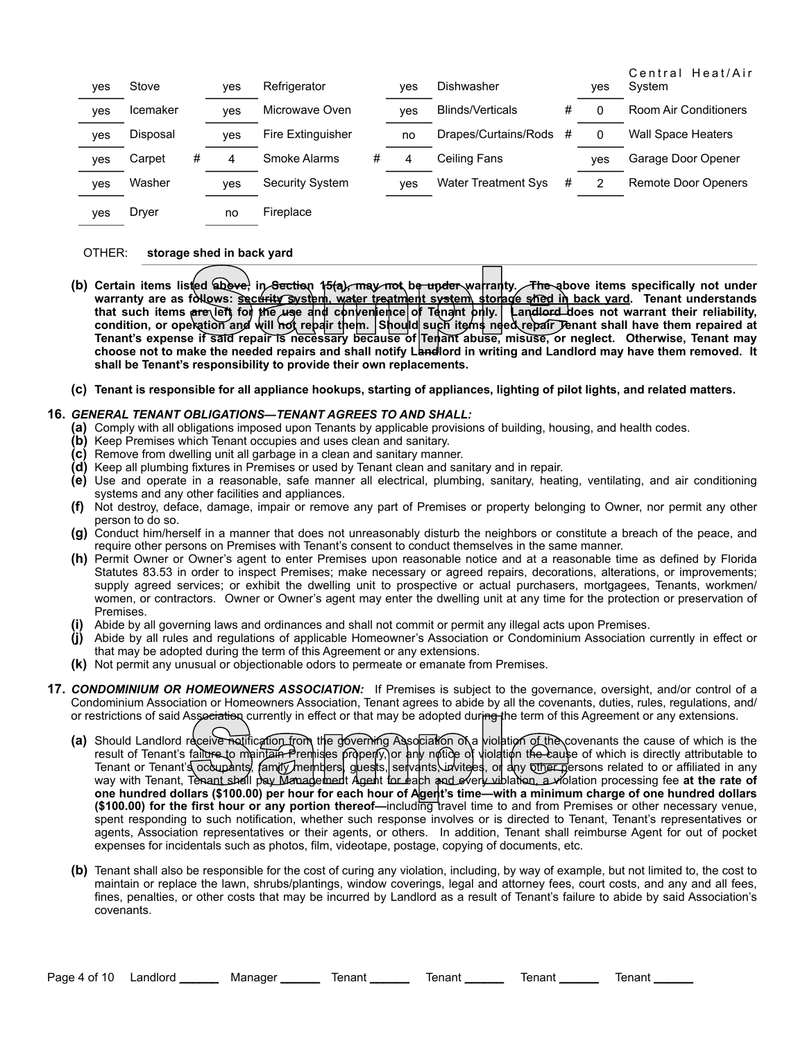| | | | | | | | |
|---|---|---|---|---|---|---|---|
| yes | Stove | yes | Refrigerator | yes | Dishwasher | yes | Central Heat/Air System |
| yes | Icemaker | yes | Microwave Oven | yes | Blinds/Verticals | # 0 | Room Air Conditioners |
| yes | Disposal | yes | Fire Extinguisher | no | Drapes/Curtains/Rods | # 0 | Wall Space Heaters |
| yes | Carpet | # 4 | Smoke Alarms | # 4 | Ceiling Fans | yes | Garage Door Opener |
| yes | Washer | yes | Security System | yes | Water Treatment Sys | # 2 | Remote Door Openers |
| yes | Dryer | no | Fireplace | | | | |

OTHER: **storage shed in back yard**

**(b)** **Certain items listed above, in Section 15(a), may not be under warranty. The above items specifically not under warranty are as follows: security system, water treatment system, storage shed in back yard. Tenant understands that such items are left for the use and convenience of Tenant only. Landlord does not warrant their reliability, condition, or operation and will not repair them. Should such items need repair Tenant shall have them repaired at Tenant's expense if said repair is necessary because of Tenant abuse, misuse, or neglect. Otherwise, Tenant may choose not to make the needed repairs and shall notify Landlord in writing and Landlord may have them removed. It shall be Tenant's responsibility to provide their own replacements.**

**(c)** **Tenant is responsible for all appliance hookups, starting of appliances, lighting of pilot lights, and related matters.**

**16.** ***GENERAL TENANT OBLIGATIONS—TENANT AGREES TO AND SHALL:***

**(a)** Comply with all obligations imposed upon Tenants by applicable provisions of building, housing, and health codes.
**(b)** Keep Premises which Tenant occupies and uses clean and sanitary.
**(c)** Remove from dwelling unit all garbage in a clean and sanitary manner.
**(d)** Keep all plumbing fixtures in Premises or used by Tenant clean and sanitary and in repair.
**(e)** Use and operate in a reasonable, safe manner all electrical, plumbing, sanitary, heating, ventilating, and air conditioning systems and any other facilities and appliances.
**(f)** Not destroy, deface, damage, impair or remove any part of Premises or property belonging to Owner, nor permit any other person to do so.
**(g)** Conduct him/herself in a manner that does not unreasonably disturb the neighbors or constitute a breach of the peace, and require other persons on Premises with Tenant's consent to conduct themselves in the same manner.
**(h)** Permit Owner or Owner's agent to enter Premises upon reasonable notice and at a reasonable time as defined by Florida Statutes 83.53 in order to inspect Premises; make necessary or agreed repairs, decorations, alterations, or improvements; supply agreed services; or exhibit the dwelling unit to prospective or actual purchasers, mortgagees, Tenants, workmen/women, or contractors. Owner or Owner's agent may enter the dwelling unit at any time for the protection or preservation of Premises.
**(i)** Abide by all governing laws and ordinances and shall not commit or permit any illegal acts upon Premises.
**(j)** Abide by all rules and regulations of applicable Homeowner's Association or Condominium Association currently in effect or that may be adopted during the term of this Agreement or any extensions.
**(k)** Not permit any unusual or objectionable odors to permeate or emanate from Premises.

**17.** ***CONDOMINIUM OR HOMEOWNERS ASSOCIATION:*** If Premises is subject to the governance, oversight, and/or control of a Condominium Association or Homeowners Association, Tenant agrees to abide by all the covenants, duties, rules, regulations, and/or restrictions of said Association currently in effect or that may be adopted during the term of this Agreement or any extensions.

**(a)** Should Landlord receive notification from the governing Association of a violation of the covenants the cause of which is the result of Tenant's failure to maintain Premises properly, or any notice of violation the cause of which is directly attributable to Tenant or Tenant's occupants, family members, guests, servants, invitees, or any other persons related to or affiliated in any way with Tenant, Tenant shall pay Management Agent for each and every violation, a violation processing fee **at the rate of one hundred dollars ($100.00) per hour for each hour of Agent's time—with a minimum charge of one hundred dollars ($100.00) for the first hour or any portion thereof—**including travel time to and from Premises or other necessary venue, spent responding to such notification, whether such response involves or is directed to Tenant, Tenant's representatives or agents, Association representatives or their agents, or others. In addition, Tenant shall reimburse Agent for out of pocket expenses for incidentals such as photos, film, videotape, postage, copying of documents, etc.

**(b)** Tenant shall also be responsible for the cost of curing any violation, including, by way of example, but not limited to, the cost to maintain or replace the lawn, shrubs/plantings, window coverings, legal and attorney fees, court costs, and any and all fees, fines, penalties, or other costs that may be incurred by Landlord as a result of Tenant's failure to abide by said Association's covenants.

Landlord ______ Manager ______ Tenant ______ Tenant ______ Tenant ______ Tenant ______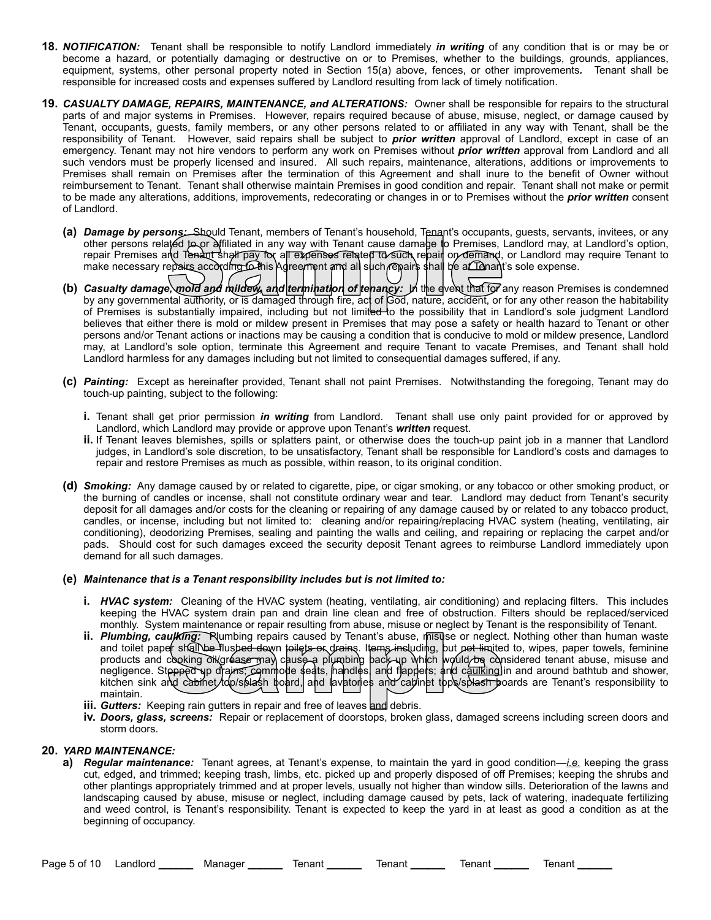**18.** ***NOTIFICATION:*** Tenant shall be responsible to notify Landlord immediately ***in writing*** of any condition that is or may be or become a hazard, or potentially damaging or destructive on or to Premises, whether to the buildings, grounds, appliances, equipment, systems, other personal property noted in Section 15(a) above, fences, or other improvements. Tenant shall be responsible for increased costs and expenses suffered by Landlord resulting from lack of timely notification.

**19.** ***CASUALTY DAMAGE, REPAIRS, MAINTENANCE, and ALTERATIONS:*** Owner shall be responsible for repairs to the structural parts of and major systems in Premises. However, repairs required because of abuse, misuse, neglect, or damage caused by Tenant, occupants, guests, family members, or any other persons related to or affiliated in any way with Tenant, shall be the responsibility of Tenant. However, said repairs shall be subject to ***prior written*** approval of Landlord, except in case of an emergency. Tenant may not hire vendors to perform any work on Premises without ***prior written*** approval from Landlord and all such vendors must be properly licensed and insured. All such repairs, maintenance, alterations, additions or improvements to Premises shall remain on Premises after the termination of this Agreement and shall inure to the benefit of Owner without reimbursement to Tenant. Tenant shall otherwise maintain Premises in good condition and repair. Tenant shall not make or permit to be made any alterations, additions, improvements, redecorating or changes in or to Premises without the ***prior written*** consent of Landlord.

**(a)** ***Damage by persons:*** Should Tenant, members of Tenant's household, Tenant's occupants, guests, servants, invitees, or any other persons related to or affiliated in any way with Tenant cause damage to Premises, Landlord may, at Landlord's option, repair Premises and Tenant shall pay for all expenses related to such repair on demand, or Landlord may require Tenant to make necessary repairs according to this Agreement and all such repairs shall be at Tenant's sole expense.

**(b)** ***Casualty damage, mold and mildew, and termination of tenancy:*** In the event that for any reason Premises is condemned by any governmental authority, or is damaged through fire, act of God, nature, accident, or for any other reason the habitability of Premises is substantially impaired, including but not limited to the possibility that in Landlord's sole judgment Landlord believes that either there is mold or mildew present in Premises that may pose a safety or health hazard to Tenant or other persons and/or Tenant actions or inactions may be causing a condition that is conducive to mold or mildew presence, Landlord may, at Landlord's sole option, terminate this Agreement and require Tenant to vacate Premises, and Tenant shall hold Landlord harmless for any damages including but not limited to consequential damages suffered, if any.

**(c)** ***Painting:*** Except as hereinafter provided, Tenant shall not paint Premises. Notwithstanding the foregoing, Tenant may do touch-up painting, subject to the following:

**i.** Tenant shall get prior permission ***in writing*** from Landlord. Tenant shall use only paint provided for or approved by Landlord, which Landlord may provide or approve upon Tenant's ***written*** request.

**ii.** If Tenant leaves blemishes, spills or splatters paint, or otherwise does the touch-up paint job in a manner that Landlord judges, in Landlord's sole discretion, to be unsatisfactory, Tenant shall be responsible for Landlord's costs and damages to repair and restore Premises as much as possible, within reason, to its original condition.

**(d)** ***Smoking:*** Any damage caused by or related to cigarette, pipe, or cigar smoking, or any tobacco or other smoking product, or the burning of candles or incense, shall not constitute ordinary wear and tear. Landlord may deduct from Tenant's security deposit for all damages and/or costs for the cleaning or repairing of any damage caused by or related to any tobacco product, candles, or incense, including but not limited to: cleaning and/or repairing/replacing HVAC system (heating, ventilating, air conditioning), deodorizing Premises, sealing and painting the walls and ceiling, and repairing or replacing the carpet and/or pads. Should cost for such damages exceed the security deposit Tenant agrees to reimburse Landlord immediately upon demand for all such damages.

**(e)** ***Maintenance that is a Tenant responsibility includes but is not limited to:***

**i.** ***HVAC system:*** Cleaning of the HVAC system (heating, ventilating, air conditioning) and replacing filters. This includes keeping the HVAC system drain pan and drain line clean and free of obstruction. Filters should be replaced/serviced monthly. System maintenance or repair resulting from abuse, misuse or neglect by Tenant is the responsibility of Tenant.

**ii.** ***Plumbing, caulking:*** Plumbing repairs caused by Tenant's abuse, misuse or neglect. Nothing other than human waste and toilet paper shall be flushed down toilets or drains. Items including, but not limited to, wipes, paper towels, feminine products and cooking oil/grease may cause a plumbing back-up which would be considered tenant abuse, misuse and negligence. Stopped up drains; commode seats, handles, and flappers; and caulking in and around bathtub and shower, kitchen sink and cabinet top/splash board, and lavatories and cabinet tops/splash boards are Tenant's responsibility to maintain.

**iii.** ***Gutters:*** Keeping rain gutters in repair and free of leaves and debris.

**iv.** ***Doors, glass, screens:*** Repair or replacement of doorstops, broken glass, damaged screens including screen doors and storm doors.

**20.** ***YARD MAINTENANCE:***

**a)** ***Regular maintenance:*** Tenant agrees, at Tenant's expense, to maintain the yard in good condition—*i.e.* keeping the grass cut, edged, and trimmed; keeping trash, limbs, etc. picked up and properly disposed of off Premises; keeping the shrubs and other plantings appropriately trimmed and at proper levels, usually not higher than window sills. Deterioration of the lawns and landscaping caused by abuse, misuse or neglect, including damage caused by pets, lack of watering, inadequate fertilizing and weed control, is Tenant's responsibility. Tenant is expected to keep the yard in at least as good a condition as at the beginning of occupancy.

Landlord ______ Manager ______ Tenant ______ Tenant ______ Tenant ______ Tenant ______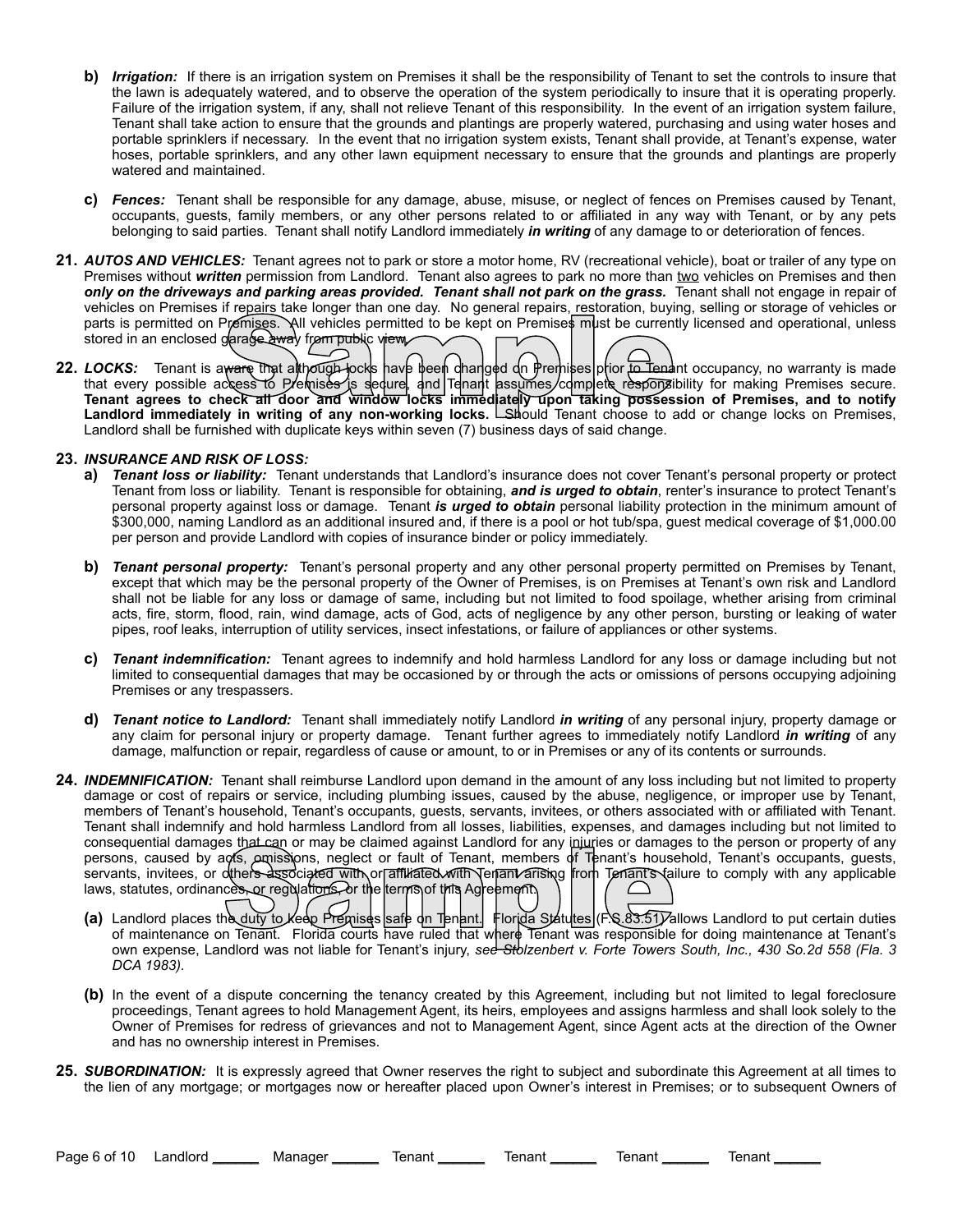**b)** ***Irrigation:*** If there is an irrigation system on Premises it shall be the responsibility of Tenant to set the controls to insure that the lawn is adequately watered, and to observe the operation of the system periodically to insure that it is operating properly. Failure of the irrigation system, if any, shall not relieve Tenant of this responsibility. In the event of an irrigation system failure, Tenant shall take action to ensure that the grounds and plantings are properly watered, purchasing and using water hoses and portable sprinklers if necessary. In the event that no irrigation system exists, Tenant shall provide, at Tenant's expense, water hoses, portable sprinklers, and any other lawn equipment necessary to ensure that the grounds and plantings are properly watered and maintained.

**c)** ***Fences:*** Tenant shall be responsible for any damage, abuse, misuse, or neglect of fences on Premises caused by Tenant, occupants, guests, family members, or any other persons related to or affiliated in any way with Tenant, or by any pets belonging to said parties. Tenant shall notify Landlord immediately ***in writing*** of any damage to or deterioration of fences.

**21.** ***AUTOS AND VEHICLES:*** Tenant agrees not to park or store a motor home, RV (recreational vehicle), boat or trailer of any type on Premises without ***written*** permission from Landlord. Tenant also agrees to park no more than two vehicles on Premises and then ***only on the driveways and parking areas provided. Tenant shall not park on the grass.*** Tenant shall not engage in repair of vehicles on Premises if repairs take longer than one day. No general repairs, restoration, buying, selling or storage of vehicles or parts is permitted on Premises. All vehicles permitted to be kept on Premises must be currently licensed and operational, unless stored in an enclosed garage away from public view.

**22.** ***LOCKS:*** Tenant is aware that although locks have been changed on Premises prior to Tenant occupancy, no warranty is made that every possible access to Premises is secure, and Tenant assumes complete responsibility for making Premises secure. **Tenant agrees to check all door and window locks immediately upon taking possession of Premises, and to notify Landlord immediately in writing of any non-working locks.** Should Tenant choose to add or change locks on Premises, Landlord shall be furnished with duplicate keys within seven (7) business days of said change.

**23.** ***INSURANCE AND RISK OF LOSS:***

**a)** ***Tenant loss or liability:*** Tenant understands that Landlord's insurance does not cover Tenant's personal property or protect Tenant from loss or liability. Tenant is responsible for obtaining, ***and is urged to obtain***, renter's insurance to protect Tenant's personal property against loss or damage. Tenant ***is urged to obtain*** personal liability protection in the minimum amount of $300,000, naming Landlord as an additional insured and, if there is a pool or hot tub/spa, guest medical coverage of $1,000.00 per person and provide Landlord with copies of insurance binder or policy immediately.

**b)** ***Tenant personal property:*** Tenant's personal property and any other personal property permitted on Premises by Tenant, except that which may be the personal property of the Owner of Premises, is on Premises at Tenant's own risk and Landlord shall not be liable for any loss or damage of same, including but not limited to food spoilage, whether arising from criminal acts, fire, storm, flood, rain, wind damage, acts of God, acts of negligence by any other person, bursting or leaking of water pipes, roof leaks, interruption of utility services, insect infestations, or failure of appliances or other systems.

**c)** ***Tenant indemnification:*** Tenant agrees to indemnify and hold harmless Landlord for any loss or damage including but not limited to consequential damages that may be occasioned by or through the acts or omissions of persons occupying adjoining Premises or any trespassers.

**d)** ***Tenant notice to Landlord:*** Tenant shall immediately notify Landlord ***in writing*** of any personal injury, property damage or any claim for personal injury or property damage. Tenant further agrees to immediately notify Landlord ***in writing*** of any damage, malfunction or repair, regardless of cause or amount, to or in Premises or any of its contents or surrounds.

**24.** ***INDEMNIFICATION:*** Tenant shall reimburse Landlord upon demand in the amount of any loss including but not limited to property damage or cost of repairs or service, including plumbing issues, caused by the abuse, negligence, or improper use by Tenant, members of Tenant's household, Tenant's occupants, guests, servants, invitees, or others associated with or affiliated with Tenant. Tenant shall indemnify and hold harmless Landlord from all losses, liabilities, expenses, and damages including but not limited to consequential damages that can or may be claimed against Landlord for any injuries or damages to the person or property of any persons, caused by acts, omissions, neglect or fault of Tenant, members of Tenant's household, Tenant's occupants, guests, servants, invitees, or others associated with or affiliated with Tenant arising from Tenant's failure to comply with any applicable laws, statutes, ordinances, or regulations, or the terms of this Agreement.

**(a)** Landlord places the duty to keep Premises safe on Tenant. Florida Statutes (F.S.83.51) allows Landlord to put certain duties of maintenance on Tenant. Florida courts have ruled that where Tenant was responsible for doing maintenance at Tenant's own expense, Landlord was not liable for Tenant's injury, *see Stolzenbert v. Forte Towers South, Inc., 430 So.2d 558 (Fla. 3 DCA 1983).*

**(b)** In the event of a dispute concerning the tenancy created by this Agreement, including but not limited to legal foreclosure proceedings, Tenant agrees to hold Management Agent, its heirs, employees and assigns harmless and shall look solely to the Owner of Premises for redress of grievances and not to Management Agent, since Agent acts at the direction of the Owner and has no ownership interest in Premises.

**25.** ***SUBORDINATION:*** It is expressly agreed that Owner reserves the right to subject and subordinate this Agreement at all times to the lien of any mortgage; or mortgages now or hereafter placed upon Owner's interest in Premises; or to subsequent Owners of

Landlord ______ Manager ______ Tenant ______ Tenant ______ Tenant ______ Tenant ______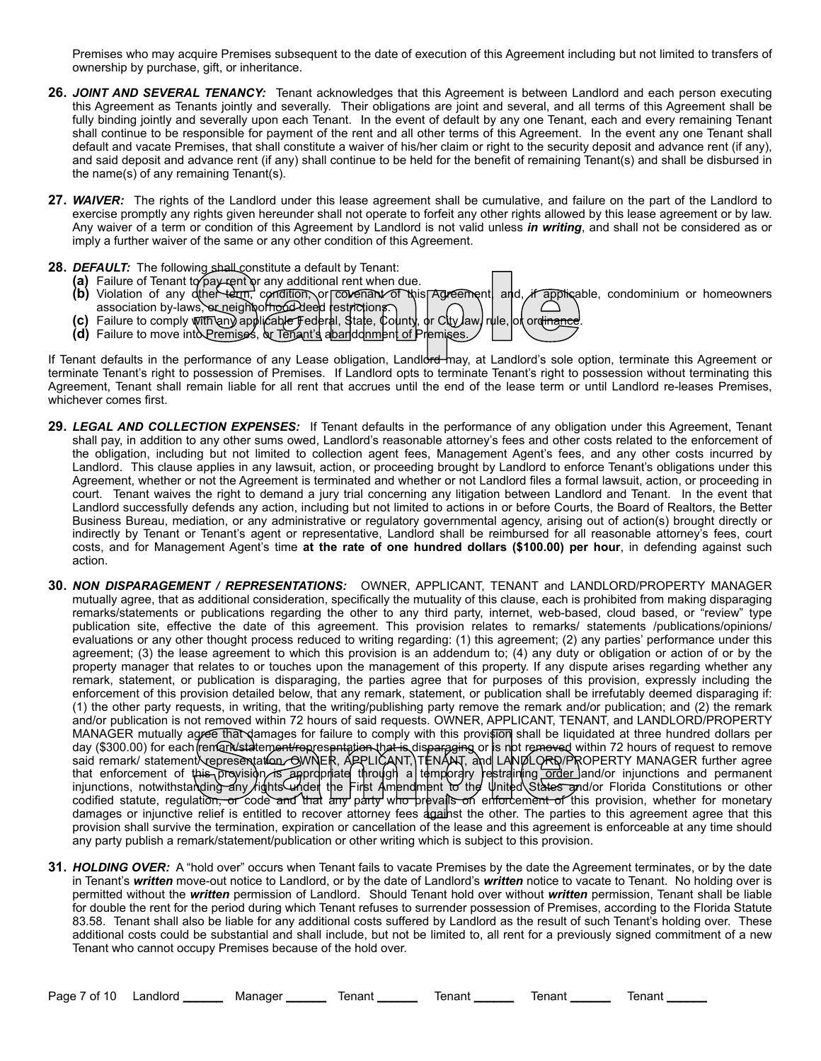Premises who may acquire Premises subsequent to the date of execution of this Agreement including but not limited to transfers of ownership by purchase, gift, or inheritance.

**26.** ***JOINT AND SEVERAL TENANCY:*** Tenant acknowledges that this Agreement is between Landlord and each person executing this Agreement as Tenants jointly and severally. Their obligations are joint and several, and all terms of this Agreement shall be fully binding jointly and severally upon each Tenant. In the event of default by any one Tenant, each and every remaining Tenant shall continue to be responsible for payment of the rent and all other terms of this Agreement. In the event any one Tenant shall default and vacate Premises, that shall constitute a waiver of his/her claim or right to the security deposit and advance rent (if any), and said deposit and advance rent (if any) shall continue to be held for the benefit of remaining Tenant(s) and shall be disbursed in the name(s) of any remaining Tenant(s).

**27.** ***WAIVER:*** The rights of the Landlord under this lease agreement shall be cumulative, and failure on the part of the Landlord to exercise promptly any rights given hereunder shall not operate to forfeit any other rights allowed by this lease agreement or by law. Any waiver of a term or condition of this Agreement by Landlord is not valid unless ***in writing***, and shall not be considered as or imply a further waiver of the same or any other condition of this Agreement.

**28.** ***DEFAULT:*** The following shall constitute a default by Tenant:

**(a)** Failure of Tenant to pay rent or any additional rent when due.
**(b)** Violation of any other term, condition, or covenant of this Agreement, and, if applicable, condominium or homeowners association by-laws, or neighborhood deed restrictions.
**(c)** Failure to comply with any applicable Federal, State, County, or City law, rule, or ordinance.
**(d)** Failure to move into Premises, or Tenant's abandonment of Premises.

If Tenant defaults in the performance of any Lease obligation, Landlord may, at Landlord's sole option, terminate this Agreement or terminate Tenant's right to possession of Premises. If Landlord opts to terminate Tenant's right to possession without terminating this Agreement, Tenant shall remain liable for all rent that accrues until the end of the lease term or until Landlord re-leases Premises, whichever comes first.

**29.** ***LEGAL AND COLLECTION EXPENSES:*** If Tenant defaults in the performance of any obligation under this Agreement, Tenant shall pay, in addition to any other sums owed, Landlord's reasonable attorney's fees and other costs related to the enforcement of the obligation, including but not limited to collection agent fees, Management Agent's fees, and any other costs incurred by Landlord. This clause applies in any lawsuit, action, or proceeding brought by Landlord to enforce Tenant's obligations under this Agreement, whether or not the Agreement is terminated and whether or not Landlord files a formal lawsuit, action, or proceeding in court. Tenant waives the right to demand a jury trial concerning any litigation between Landlord and Tenant. In the event that Landlord successfully defends any action, including but not limited to actions in or before Courts, the Board of Realtors, the Better Business Bureau, mediation, or any administrative or regulatory governmental agency, arising out of action(s) brought directly or indirectly by Tenant or Tenant's agent or representative, Landlord shall be reimbursed for all reasonable attorney's fees, court costs, and for Management Agent's time **at the rate of one hundred dollars ($100.00) per hour**, in defending against such action.

**30.** ***NON DISPARAGEMENT / REPRESENTATIONS:*** OWNER, APPLICANT, TENANT and LANDLORD/PROPERTY MANAGER mutually agree, that as additional consideration, specifically the mutuality of this clause, each is prohibited from making disparaging remarks/statements or publications regarding the other to any third party, internet, web-based, cloud based, or "review" type publication site, effective the date of this agreement. This provision relates to remarks/ statements /publications/opinions/ evaluations or any other thought process reduced to writing regarding: (1) this agreement; (2) any parties' performance under this agreement; (3) the lease agreement to which this provision is an addendum to; (4) any duty or obligation or action of or by the property manager that relates to or touches upon the management of this property. If any dispute arises regarding whether any remark, statement, or publication is disparaging, the parties agree that for purposes of this provision, expressly including the enforcement of this provision detailed below, that any remark, statement, or publication shall be irrefutably deemed disparaging if: (1) the other party requests, in writing, that the writing/publishing party remove the remark and/or publication; and (2) the remark and/or publication is not removed within 72 hours of said requests. OWNER, APPLICANT, TENANT, and LANDLORD/PROPERTY MANAGER mutually agree that damages for failure to comply with this provision shall be liquidated at three hundred dollars per day ($300.00) for each remark/statement/representation that is disparaging or is not removed within 72 hours of request to remove said remark/ statement/ representation. OWNER, APPLICANT, TENANT, and LANDLORD/PROPERTY MANAGER further agree that enforcement of this provision is appropriate through a temporary restraining order and/or injunctions and permanent injunctions, notwithstanding any rights under the First Amendment to the United States and/or Florida Constitutions or other codified statute, regulation, or code and that any party who prevails on enforcement of this provision, whether for monetary damages or injunctive relief is entitled to recover attorney fees against the other. The parties to this agreement agree that this provision shall survive the termination, expiration or cancellation of the lease and this agreement is enforceable at any time should any party publish a remark/statement/publication or other writing which is subject to this provision.

**31.** ***HOLDING OVER:*** A "hold over" occurs when Tenant fails to vacate Premises by the date the Agreement terminates, or by the date in Tenant's ***written*** move-out notice to Landlord, or by the date of Landlord's ***written*** notice to vacate to Tenant. No holding over is permitted without the ***written*** permission of Landlord. Should Tenant hold over without ***written*** permission, Tenant shall be liable for double the rent for the period during which Tenant refuses to surrender possession of Premises, according to the Florida Statute 83.58. Tenant shall also be liable for any additional costs suffered by Landlord as the result of such Tenant's holding over. These additional costs could be substantial and shall include, but not be limited to, all rent for a previously signed commitment of a new Tenant who cannot occupy Premises because of the hold over.

Landlord ______ Manager ______ Tenant ______ Tenant ______ Tenant ______ Tenant ______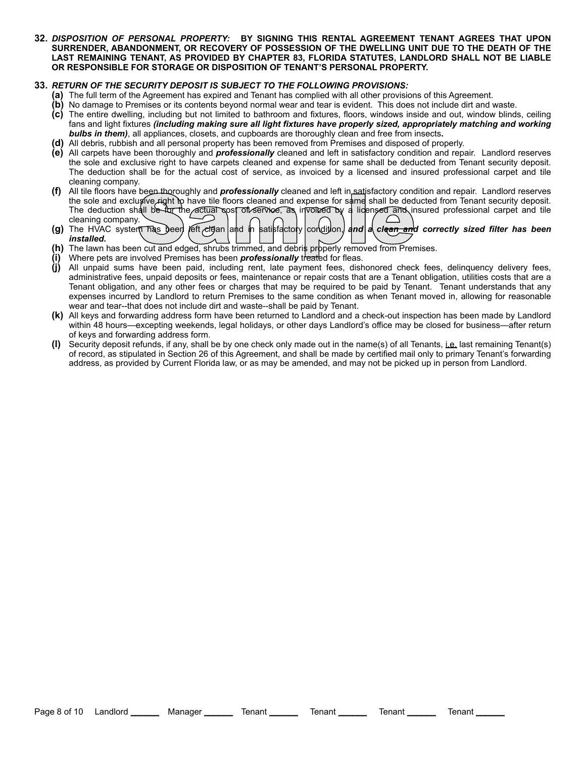**32.** ***DISPOSITION OF PERSONAL PROPERTY:*** **BY SIGNING THIS RENTAL AGREEMENT TENANT AGREES THAT UPON SURRENDER, ABANDONMENT, OR RECOVERY OF POSSESSION OF THE DWELLING UNIT DUE TO THE DEATH OF THE LAST REMAINING TENANT, AS PROVIDED BY CHAPTER 83, FLORIDA STATUTES, LANDLORD SHALL NOT BE LIABLE OR RESPONSIBLE FOR STORAGE OR DISPOSITION OF TENANT'S PERSONAL PROPERTY.**

**33.** ***RETURN OF THE SECURITY DEPOSIT IS SUBJECT TO THE FOLLOWING PROVISIONS:***

**(a)** The full term of the Agreement has expired and Tenant has complied with all other provisions of this Agreement.

**(b)** No damage to Premises or its contents beyond normal wear and tear is evident. This does not include dirt and waste.

**(c)** The entire dwelling, including but not limited to bathroom and fixtures, floors, windows inside and out, window blinds, ceiling fans and light fixtures ***(including making sure all light fixtures have properly sized, appropriately matching and working bulbs in them)***, all appliances, closets, and cupboards are thoroughly clean and free from insects**.**

**(d)** All debris, rubbish and all personal property has been removed from Premises and disposed of properly.

**(e)** All carpets have been thoroughly and ***professionally*** cleaned and left in satisfactory condition and repair. Landlord reserves the sole and exclusive right to have carpets cleaned and expense for same shall be deducted from Tenant security deposit. The deduction shall be for the actual cost of service, as invoiced by a licensed and insured professional carpet and tile cleaning company.

**(f)** All tile floors have been thoroughly and ***professionally*** cleaned and left in satisfactory condition and repair. Landlord reserves the sole and exclusive right to have tile floors cleaned and expense for same shall be deducted from Tenant security deposit. The deduction shall be for the actual cost of service, as invoiced by a licensed and insured professional carpet and tile cleaning company.

**(g)** The HVAC system has been left clean and in satisfactory condition, ***and a clean and correctly sized filter has been installed.***

**(h)** The lawn has been cut and edged, shrubs trimmed, and debris properly removed from Premises.

**(i)** Where pets are involved Premises has been ***professionally*** treated for fleas.

**(j)** All unpaid sums have been paid, including rent, late payment fees, dishonored check fees, delinquency delivery fees, administrative fees, unpaid deposits or fees, maintenance or repair costs that are a Tenant obligation, utilities costs that are a Tenant obligation, and any other fees or charges that may be required to be paid by Tenant. Tenant understands that any expenses incurred by Landlord to return Premises to the same condition as when Tenant moved in, allowing for reasonable wear and tear--that does not include dirt and waste--shall be paid by Tenant.

**(k)** All keys and forwarding address form have been returned to Landlord and a check-out inspection has been made by Landlord within 48 hours—excepting weekends, legal holidays, or other days Landlord's office may be closed for business—after return of keys and forwarding address form.

**(l)** Security deposit refunds, if any, shall be by one check only made out in the name(s) of all Tenants, i.e. last remaining Tenant(s) of record, as stipulated in Section 26 of this Agreement, and shall be made by certified mail only to primary Tenant's forwarding address, as provided by Current Florida law, or as may be amended, and may not be picked up in person from Landlord.

Landlord ______ Manager ______ Tenant ______ Tenant ______ Tenant ______ Tenant ______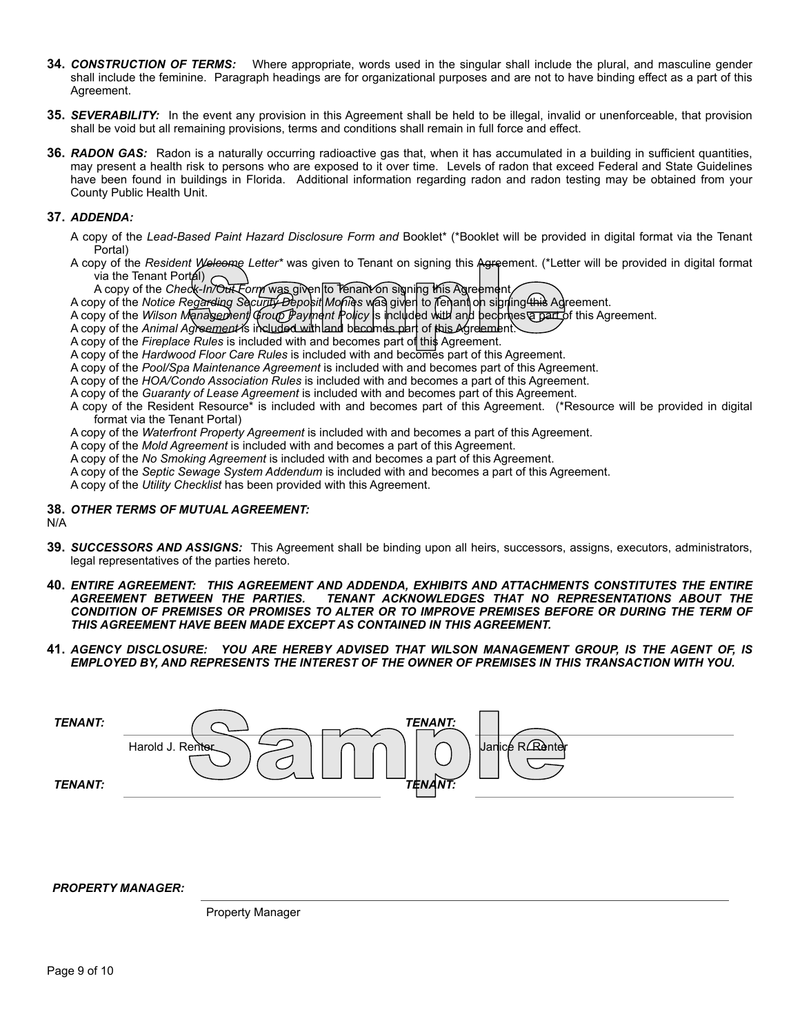**34.** ***CONSTRUCTION OF TERMS:*** Where appropriate, words used in the singular shall include the plural, and masculine gender shall include the feminine. Paragraph headings are for organizational purposes and are not to have binding effect as a part of this Agreement.

**35.** ***SEVERABILITY:*** In the event any provision in this Agreement shall be held to be illegal, invalid or unenforceable, that provision shall be void but all remaining provisions, terms and conditions shall remain in full force and effect.

**36.** ***RADON GAS:*** Radon is a naturally occurring radioactive gas that, when it has accumulated in a building in sufficient quantities, may present a health risk to persons who are exposed to it over time. Levels of radon that exceed Federal and State Guidelines have been found in buildings in Florida. Additional information regarding radon and radon testing may be obtained from your County Public Health Unit.

**37.** ***ADDENDA:***

A copy of the *Lead-Based Paint Hazard Disclosure Form and* Booklet* (*Booklet will be provided in digital format via the Tenant Portal)
A copy of the *Resident Welcome Letter** was given to Tenant on signing this Agreement. (*Letter will be provided in digital format via the Tenant Portal)
A copy of the *Check-In/Out Form* was given to Tenant on signing this Agreement.
A copy of the *Notice Regarding Security Deposit Monies* was given to Tenant on signing this Agreement.
A copy of the *Wilson Management Group Payment Policy* is included with and becomes a part of this Agreement.
A copy of the *Animal Agreement* is included with and becomes part of this Agreement.
A copy of the *Fireplace Rules* is included with and becomes part of this Agreement.
A copy of the *Hardwood Floor Care Rules* is included with and becomes part of this Agreement.
A copy of the *Pool/Spa Maintenance Agreement* is included with and becomes part of this Agreement.
A copy of the *HOA/Condo Association Rules* is included with and becomes a part of this Agreement.
A copy of the *Guaranty of Lease Agreement* is included with and becomes part of this Agreement.
A copy of the Resident Resource* is included with and becomes part of this Agreement. (*Resource will be provided in digital format via the Tenant Portal)
A copy of the *Waterfront Property Agreement* is included with and becomes a part of this Agreement.
A copy of the *Mold Agreement* is included with and becomes a part of this Agreement.
A copy of the *No Smoking Agreement* is included with and becomes a part of this Agreement.
A copy of the *Septic Sewage System Addendum* is included with and becomes a part of this Agreement.
A copy of the *Utility Checklist* has been provided with this Agreement.

**38.** ***OTHER TERMS OF MUTUAL AGREEMENT:***
N/A

**39.** ***SUCCESSORS AND ASSIGNS:*** This Agreement shall be binding upon all heirs, successors, assigns, executors, administrators, legal representatives of the parties hereto.

**40.** ***ENTIRE AGREEMENT: THIS AGREEMENT AND ADDENDA, EXHIBITS AND ATTACHMENTS CONSTITUTES THE ENTIRE AGREEMENT BETWEEN THE PARTIES. TENANT ACKNOWLEDGES THAT NO REPRESENTATIONS ABOUT THE CONDITION OF PREMISES OR PROMISES TO ALTER OR TO IMPROVE PREMISES BEFORE OR DURING THE TERM OF THIS AGREEMENT HAVE BEEN MADE EXCEPT AS CONTAINED IN THIS AGREEMENT.***

**41.** ***AGENCY DISCLOSURE: YOU ARE HEREBY ADVISED THAT WILSON MANAGEMENT GROUP, IS THE AGENT OF, IS EMPLOYED BY, AND REPRESENTS THE INTEREST OF THE OWNER OF PREMISES IN THIS TRANSACTION WITH YOU.***

***TENANT:*** ______________________________
Harold J. Renter

***TENANT:*** ______________________________
Janice R. Renter

***TENANT:*** ______________________________

***TENANT:*** ______________________________

***PROPERTY MANAGER:*** ______________________________
Property Manager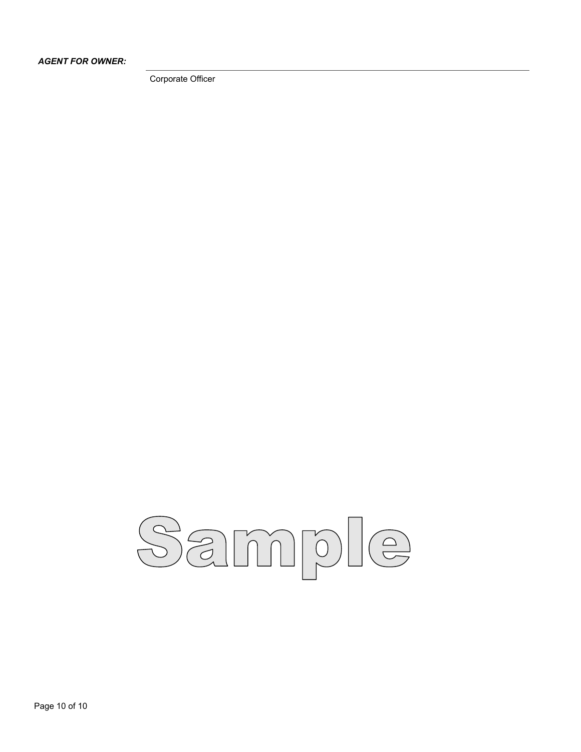***AGENT FOR OWNER:*** \_\_\_\_\_\_\_\_\_\_\_\_\_\_\_\_\_\_\_\_\_\_\_\_\_\_\_\_\_\_\_\_\_\_\_\_\_\_\_\_\_\_\_\_

Corporate Officer

Sample